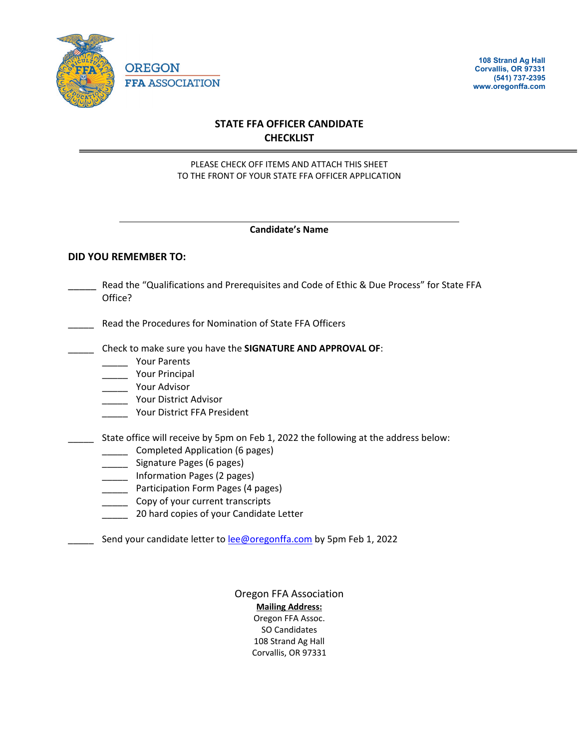OREGON
FFA ASSOCIATION

108 Strand Ag Hall
Corvallis, OR 97331
(541) 737-2395
www.oregonffa.com

# STATE FFA OFFICER CANDIDATE CHECKLIST

PLEASE CHECK OFF ITEMS AND ATTACH THIS SHEET
TO THE FRONT OF YOUR STATE FFA OFFICER APPLICATION

\_\_\_\_\_\_\_\_\_\_\_\_\_\_\_\_\_\_\_\_\_\_\_\_\_\_\_\_\_\_\_\_\_\_\_\_\_\_\_\_\_\_\_\_\_\_\_\_\_\_\_\_\_\_

**Candidate's Name**

**DID YOU REMEMBER TO:**

\_\_\_\_\_\_ Read the "Qualifications and Prerequisites and Code of Ethic & Due Process" for State FFA Office?

\_\_\_\_\_ Read the Procedures for Nomination of State FFA Officers

\_\_\_\_\_ Check to make sure you have the **SIGNATURE AND APPROVAL OF**:
- \_\_\_\_\_ Your Parents
- \_\_\_\_\_ Your Principal
- \_\_\_\_\_ Your Advisor
- \_\_\_\_\_ Your District Advisor
- \_\_\_\_\_ Your District FFA President

\_\_\_\_\_ State office will receive by 5pm on Feb 1, 2022 the following at the address below:
- \_\_\_\_\_ Completed Application (6 pages)
- \_\_\_\_\_ Signature Pages (6 pages)
- \_\_\_\_\_ Information Pages (2 pages)
- \_\_\_\_\_ Participation Form Pages (4 pages)
- \_\_\_\_\_ Copy of your current transcripts
- \_\_\_\_\_ 20 hard copies of your Candidate Letter

\_\_\_\_\_ Send your candidate letter to lee@oregonffa.com by 5pm Feb 1, 2022

Oregon FFA Association
**Mailing Address:**
Oregon FFA Assoc.
SO Candidates
108 Strand Ag Hall
Corvallis, OR 97331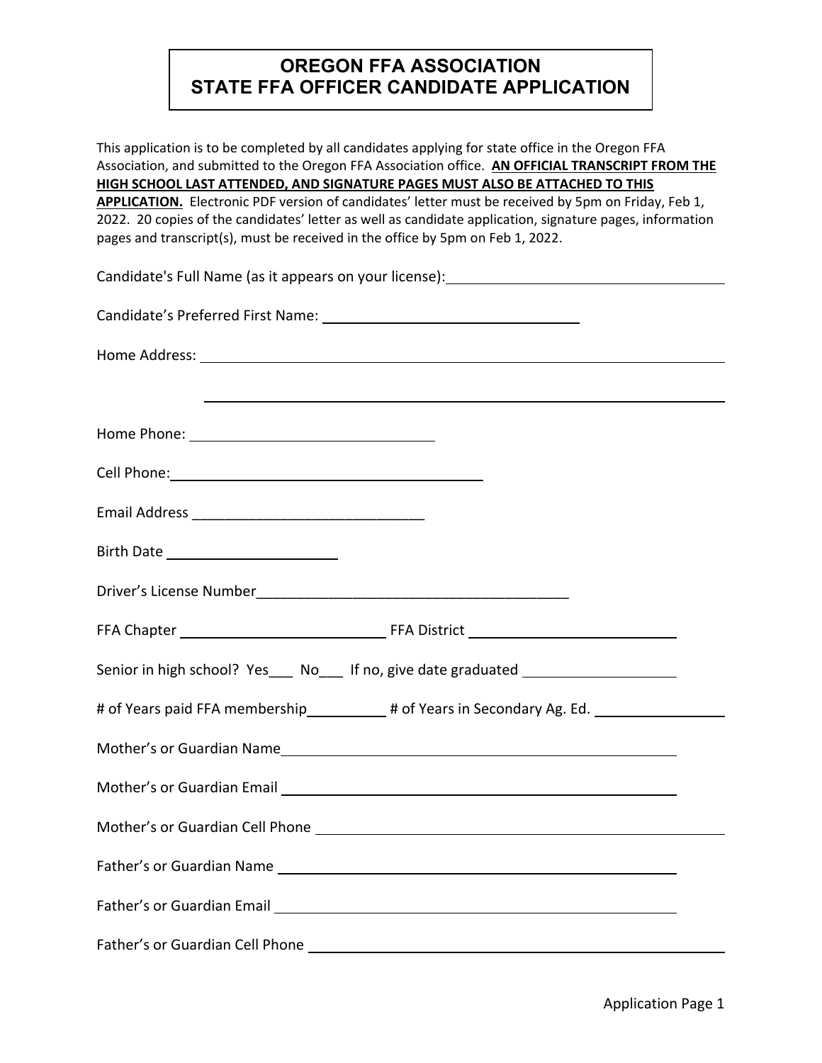# OREGON FFA ASSOCIATION
# STATE FFA OFFICER CANDIDATE APPLICATION

This application is to be completed by all candidates applying for state office in the Oregon FFA Association, and submitted to the Oregon FFA Association office. **AN OFFICIAL TRANSCRIPT FROM THE HIGH SCHOOL LAST ATTENDED, AND SIGNATURE PAGES MUST ALSO BE ATTACHED TO THIS APPLICATION.** Electronic PDF version of candidates' letter must be received by 5pm on Friday, Feb 1, 2022. 20 copies of the candidates' letter as well as candidate application, signature pages, information pages and transcript(s), must be received in the office by 5pm on Feb 1, 2022.

Candidate's Full Name (as it appears on your license): ______________________________

Candidate's Preferred First Name: ______________________________

Home Address: ______________________________

______________________________

Home Phone: ______________________________

Cell Phone: ______________________________

Email Address ______________________________

Birth Date ______________________________

Driver's License Number ______________________________

FFA Chapter ______________________________ FFA District ______________________________

Senior in high school? Yes___ No___ If no, give date graduated ______________________________

# of Years paid FFA membership__________ # of Years in Secondary Ag. Ed. ______________

Mother's or Guardian Name ______________________________

Mother's or Guardian Email ______________________________

Mother's or Guardian Cell Phone ______________________________

Father's or Guardian Name ______________________________

Father's or Guardian Email ______________________________

Father's or Guardian Cell Phone ______________________________

Application Page 1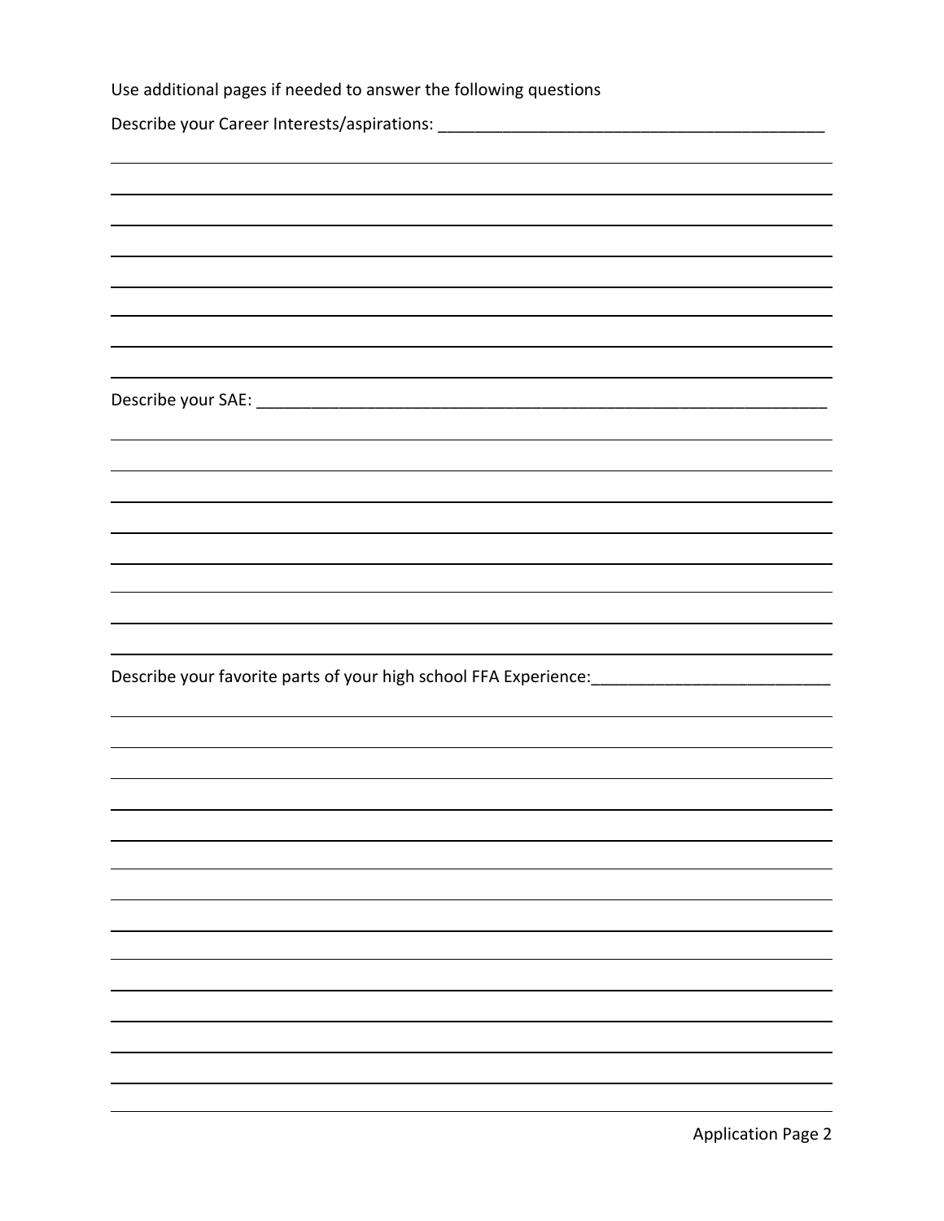Use additional pages if needed to answer the following questions

Describe your Career Interests/aspirations: ___________________________________________

Describe your SAE: ___________________________________________________________________

Describe your favorite parts of your high school FFA Experience: ___________________________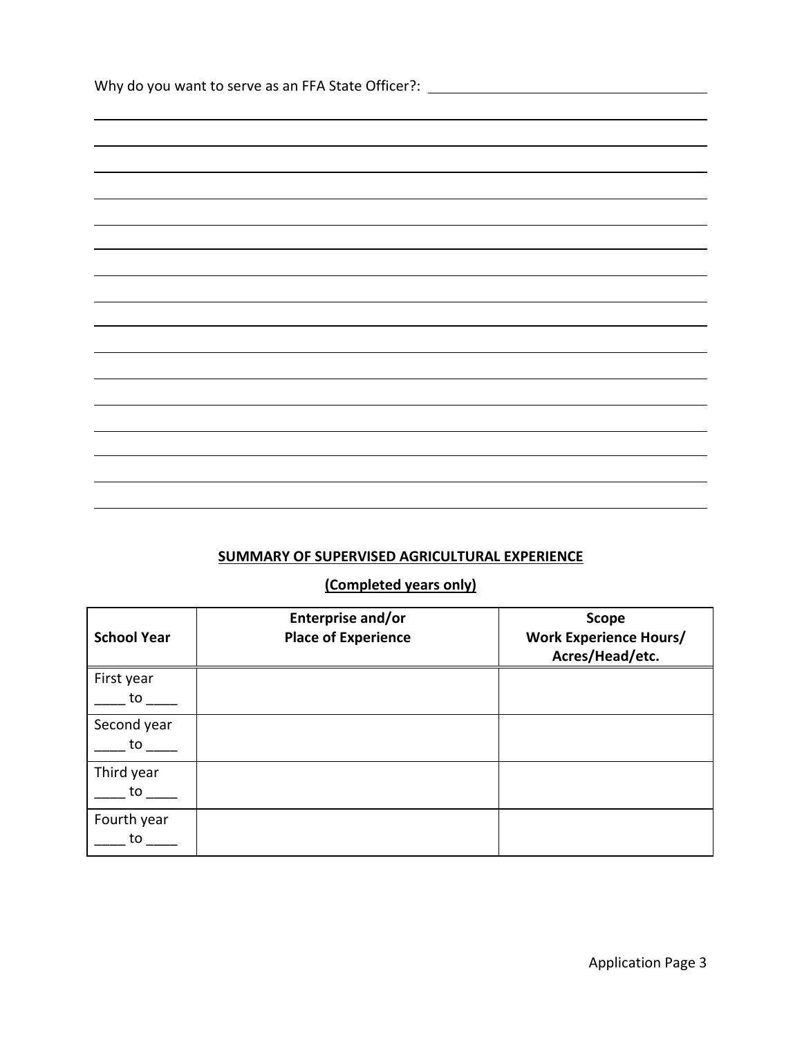Why do you want to serve as an FFA State Officer?: ______________________________

______________________________________________________________________________

______________________________________________________________________________

______________________________________________________________________________

______________________________________________________________________________

______________________________________________________________________________

______________________________________________________________________________

______________________________________________________________________________

______________________________________________________________________________

______________________________________________________________________________

______________________________________________________________________________

______________________________________________________________________________

______________________________________________________________________________

______________________________________________________________________________

______________________________________________________________________________

______________________________________________________________________________

**SUMMARY OF SUPERVISED AGRICULTURAL EXPERIENCE**

**(Completed years only)**

| School Year | Enterprise and/or Place of Experience | Scope Work Experience Hours/ Acres/Head/etc. |
|---|---|---|
| First year ____ to ____ | | |
| Second year ____ to ____ | | |
| Third year ____ to ____ | | |
| Fourth year ____ to ____ | | |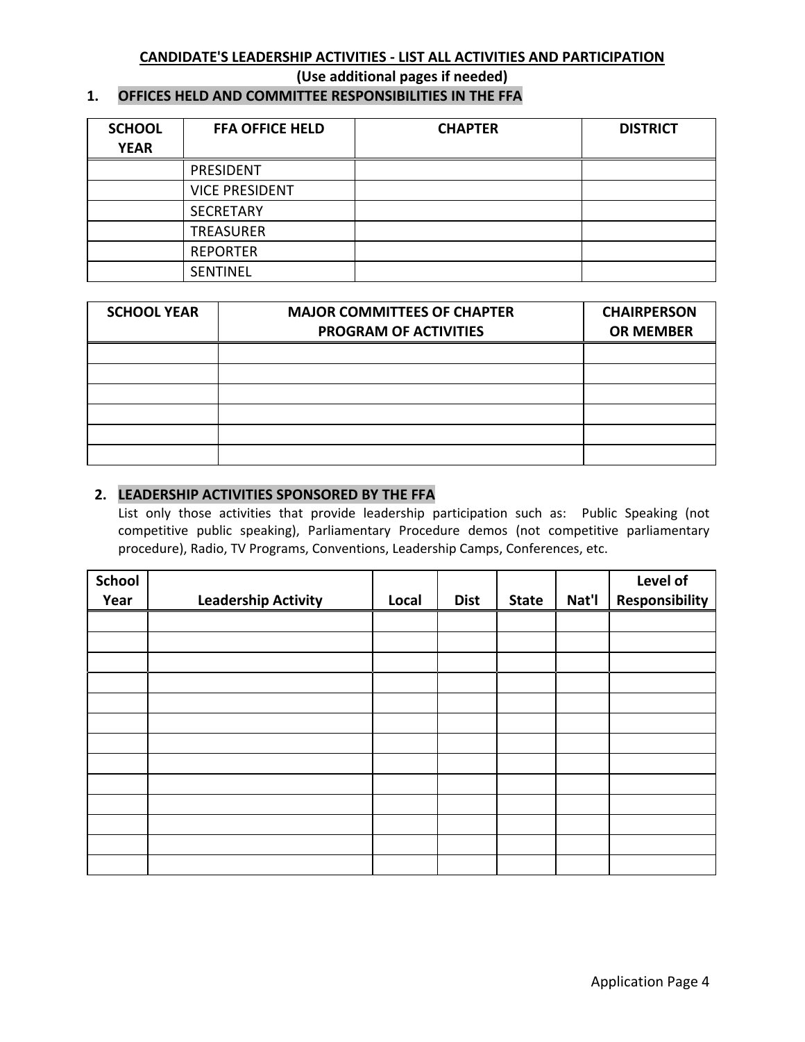**CANDIDATE'S LEADERSHIP ACTIVITIES - LIST ALL ACTIVITIES AND PARTICIPATION**

**(Use additional pages if needed)**

## 1. OFFICES HELD AND COMMITTEE RESPONSIBILITIES IN THE FFA

| SCHOOL YEAR | FFA OFFICE HELD | CHAPTER | DISTRICT |
|---|---|---|---|
| | PRESIDENT | | |
| | VICE PRESIDENT | | |
| | SECRETARY | | |
| | TREASURER | | |
| | REPORTER | | |
| | SENTINEL | | |

| SCHOOL YEAR | MAJOR COMMITTEES OF CHAPTER PROGRAM OF ACTIVITIES | CHAIRPERSON OR MEMBER |
|---|---|---|
| | | |
| | | |
| | | |
| | | |
| | | |
| | | |

## 2. LEADERSHIP ACTIVITIES SPONSORED BY THE FFA

List only those activities that provide leadership participation such as: Public Speaking (not competitive public speaking), Parliamentary Procedure demos (not competitive parliamentary procedure), Radio, TV Programs, Conventions, Leadership Camps, Conferences, etc.

| School Year | Leadership Activity | Local | Dist | State | Nat'l | Level of Responsibility |
|---|---|---|---|---|---|---|
| | | | | | | |
| | | | | | | |
| | | | | | | |
| | | | | | | |
| | | | | | | |
| | | | | | | |
| | | | | | | |
| | | | | | | |
| | | | | | | |
| | | | | | | |
| | | | | | | |
| | | | | | | |
| | | | | | | |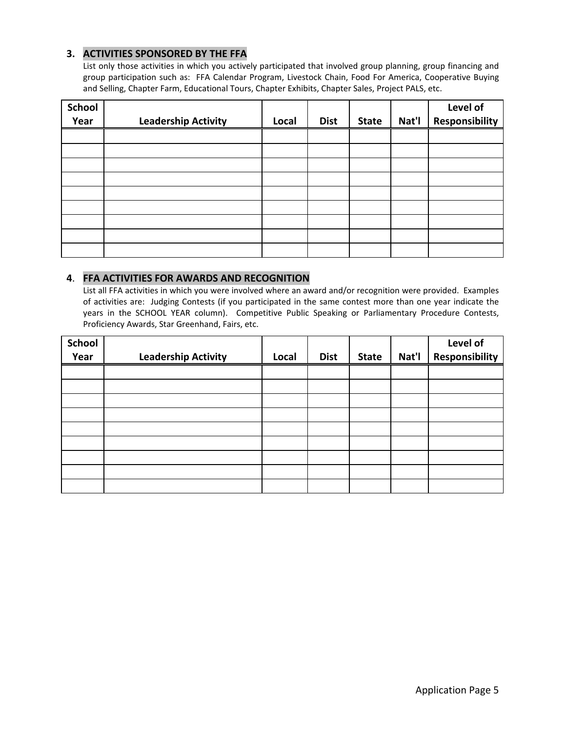### 3. ACTIVITIES SPONSORED BY THE FFA

List only those activities in which you actively participated that involved group planning, group financing and group participation such as: FFA Calendar Program, Livestock Chain, Food For America, Cooperative Buying and Selling, Chapter Farm, Educational Tours, Chapter Exhibits, Chapter Sales, Project PALS, etc.

| School Year | Leadership Activity | Local | Dist | State | Nat'l | Level of Responsibility |
|---|---|---|---|---|---|---|
| | | | | | | |
| | | | | | | |
| | | | | | | |
| | | | | | | |
| | | | | | | |
| | | | | | | |
| | | | | | | |
| | | | | | | |
| | | | | | | |

### 4. FFA ACTIVITIES FOR AWARDS AND RECOGNITION

List all FFA activities in which you were involved where an award and/or recognition were provided. Examples of activities are: Judging Contests (if you participated in the same contest more than one year indicate the years in the SCHOOL YEAR column). Competitive Public Speaking or Parliamentary Procedure Contests, Proficiency Awards, Star Greenhand, Fairs, etc.

| School Year | Leadership Activity | Local | Dist | State | Nat'l | Level of Responsibility |
|---|---|---|---|---|---|---|
| | | | | | | |
| | | | | | | |
| | | | | | | |
| | | | | | | |
| | | | | | | |
| | | | | | | |
| | | | | | | |
| | | | | | | |
| | | | | | | |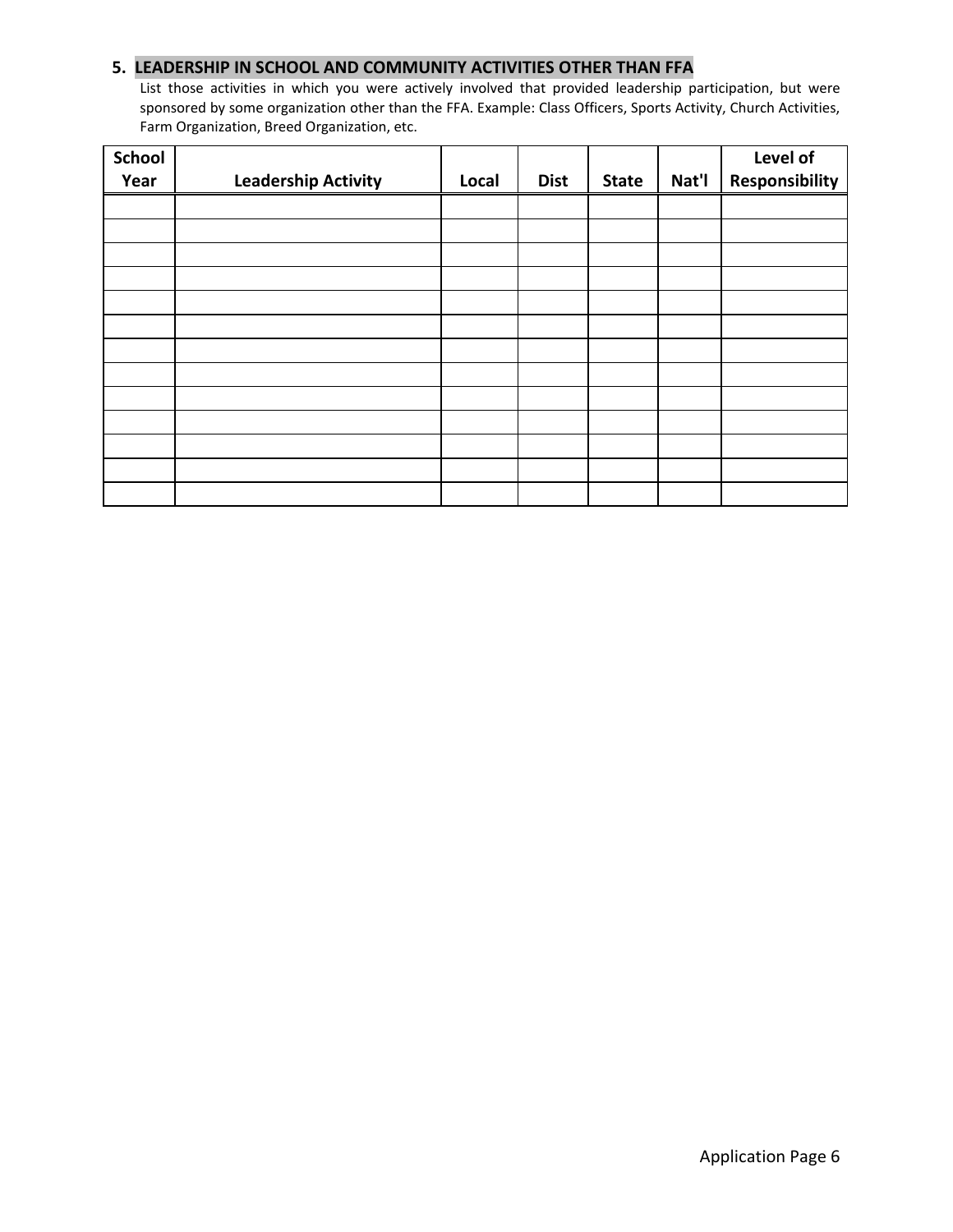## 5. LEADERSHIP IN SCHOOL AND COMMUNITY ACTIVITIES OTHER THAN FFA

List those activities in which you were actively involved that provided leadership participation, but were sponsored by some organization other than the FFA. Example: Class Officers, Sports Activity, Church Activities, Farm Organization, Breed Organization, etc.

| School Year | Leadership Activity | Local | Dist | State | Nat'l | Level of Responsibility |
|---|---|---|---|---|---|---|
| | | | | | | |
| | | | | | | |
| | | | | | | |
| | | | | | | |
| | | | | | | |
| | | | | | | |
| | | | | | | |
| | | | | | | |
| | | | | | | |
| | | | | | | |
| | | | | | | |
| | | | | | | |
| | | | | | | |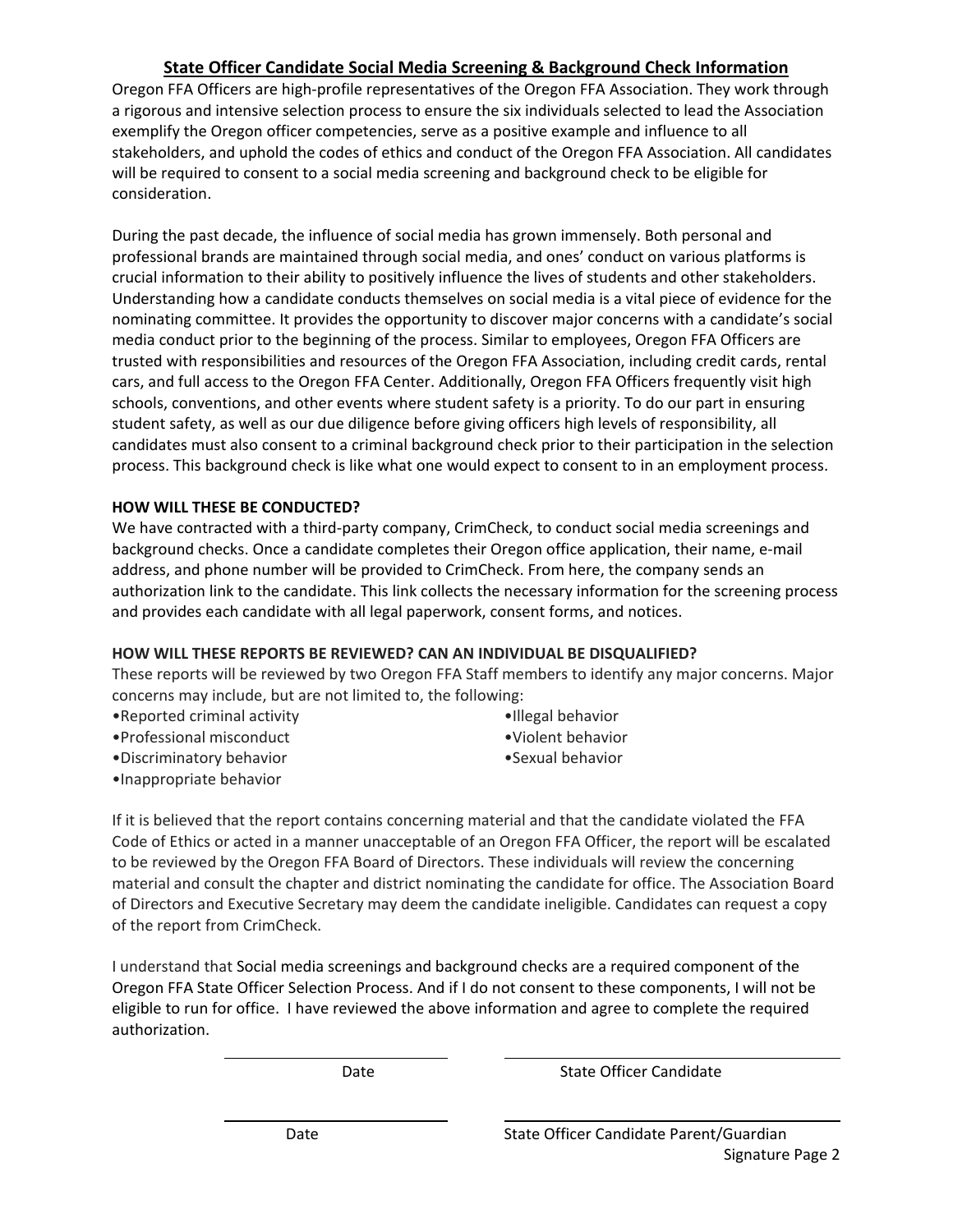## State Officer Candidate Social Media Screening & Background Check Information

Oregon FFA Officers are high-profile representatives of the Oregon FFA Association. They work through a rigorous and intensive selection process to ensure the six individuals selected to lead the Association exemplify the Oregon officer competencies, serve as a positive example and influence to all stakeholders, and uphold the codes of ethics and conduct of the Oregon FFA Association. All candidates will be required to consent to a social media screening and background check to be eligible for consideration.

During the past decade, the influence of social media has grown immensely. Both personal and professional brands are maintained through social media, and ones' conduct on various platforms is crucial information to their ability to positively influence the lives of students and other stakeholders. Understanding how a candidate conducts themselves on social media is a vital piece of evidence for the nominating committee. It provides the opportunity to discover major concerns with a candidate's social media conduct prior to the beginning of the process. Similar to employees, Oregon FFA Officers are trusted with responsibilities and resources of the Oregon FFA Association, including credit cards, rental cars, and full access to the Oregon FFA Center. Additionally, Oregon FFA Officers frequently visit high schools, conventions, and other events where student safety is a priority. To do our part in ensuring student safety, as well as our due diligence before giving officers high levels of responsibility, all candidates must also consent to a criminal background check prior to their participation in the selection process. This background check is like what one would expect to consent to in an employment process.

**HOW WILL THESE BE CONDUCTED?**

We have contracted with a third-party company, CrimCheck, to conduct social media screenings and background checks. Once a candidate completes their Oregon office application, their name, e-mail address, and phone number will be provided to CrimCheck. From here, the company sends an authorization link to the candidate. This link collects the necessary information for the screening process and provides each candidate with all legal paperwork, consent forms, and notices.

**HOW WILL THESE REPORTS BE REVIEWED? CAN AN INDIVIDUAL BE DISQUALIFIED?**

These reports will be reviewed by two Oregon FFA Staff members to identify any major concerns. Major concerns may include, but are not limited to, the following:

- Reported criminal activity
- Professional misconduct
- Discriminatory behavior
- Inappropriate behavior
- Illegal behavior
- Violent behavior
- Sexual behavior

If it is believed that the report contains concerning material and that the candidate violated the FFA Code of Ethics or acted in a manner unacceptable of an Oregon FFA Officer, the report will be escalated to be reviewed by the Oregon FFA Board of Directors. These individuals will review the concerning material and consult the chapter and district nominating the candidate for office. The Association Board of Directors and Executive Secretary may deem the candidate ineligible. Candidates can request a copy of the report from CrimCheck.

I understand that Social media screenings and background checks are a required component of the Oregon FFA State Officer Selection Process. And if I do not consent to these components, I will not be eligible to run for office. I have reviewed the above information and agree to complete the required authorization.

| | |
|---|---|
| Date | State Officer Candidate |
| Date | State Officer Candidate Parent/Guardian |

Signature Page 2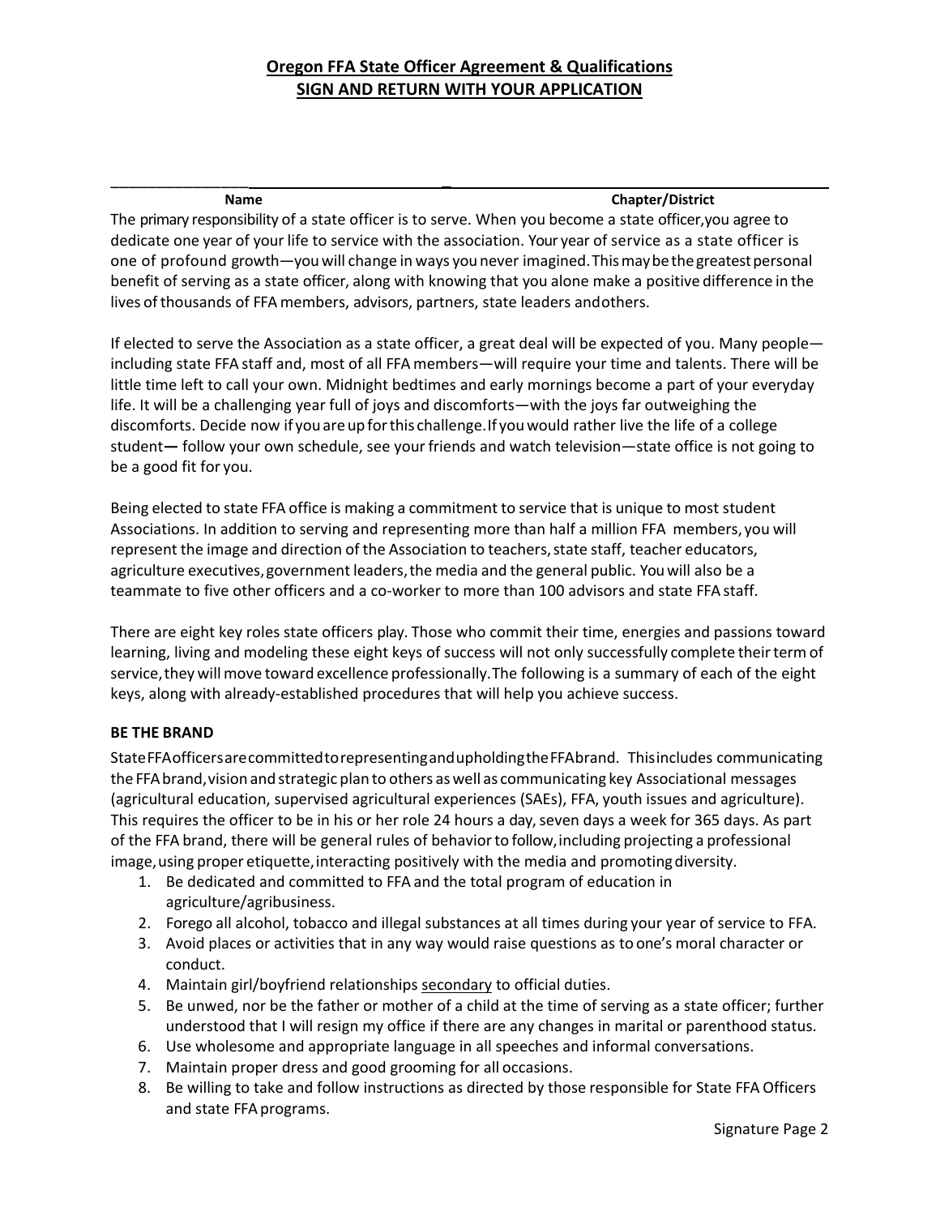**Oregon FFA State Officer Agreement & Qualifications**
**SIGN AND RETURN WITH YOUR APPLICATION**

______________________________________________ ______________________________________________

**Name** **Chapter/District**

The primary responsibility of a state officer is to serve. When you become a state officer,you agree to dedicate one year of your life to service with the association. Your year of service as a state officer is one of profound growth—you will change in ways you never imagined.This may be the greatest personal benefit of serving as a state officer, along with knowing that you alone make a positive difference in the lives of thousands of FFA members, advisors, partners, state leaders andothers.

If elected to serve the Association as a state officer, a great deal will be expected of you. Many people—including state FFA staff and, most of all FFA members—will require your time and talents. There will be little time left to call your own. Midnight bedtimes and early mornings become a part of your everyday life. It will be a challenging year full of joys and discomforts—with the joys far outweighing the discomforts. Decide now if you are up for this challenge.If you would rather live the life of a college student— follow your own schedule, see your friends and watch television—state office is not going to be a good fit for you.

Being elected to state FFA office is making a commitment to service that is unique to most student Associations. In addition to serving and representing more than half a million FFA members, you will represent the image and direction of the Association to teachers, state staff, teacher educators, agriculture executives, government leaders, the media and the general public. You will also be a teammate to five other officers and a co-worker to more than 100 advisors and state FFA staff.

There are eight key roles state officers play. Those who commit their time, energies and passions toward learning, living and modeling these eight keys of success will not only successfully complete their term of service, they will move toward excellence professionally.The following is a summary of each of the eight keys, along with already-established procedures that will help you achieve success.

**BE THE BRAND**

State FFA officers are committed to representing and upholding the FFA brand. This includes communicating the FFA brand, vision and strategic plan to others as well as communicating key Associational messages (agricultural education, supervised agricultural experiences (SAEs), FFA, youth issues and agriculture). This requires the officer to be in his or her role 24 hours a day, seven days a week for 365 days. As part of the FFA brand, there will be general rules of behavior to follow, including projecting a professional image, using proper etiquette, interacting positively with the media and promoting diversity.

1. Be dedicated and committed to FFA and the total program of education in agriculture/agribusiness.
2. Forego all alcohol, tobacco and illegal substances at all times during your year of service to FFA.
3. Avoid places or activities that in any way would raise questions as to one's moral character or conduct.
4. Maintain girl/boyfriend relationships <u>secondary</u> to official duties.
5. Be unwed, nor be the father or mother of a child at the time of serving as a state officer; further understood that I will resign my office if there are any changes in marital or parenthood status.
6. Use wholesome and appropriate language in all speeches and informal conversations.
7. Maintain proper dress and good grooming for all occasions.
8. Be willing to take and follow instructions as directed by those responsible for State FFA Officers and state FFA programs.

Signature Page 2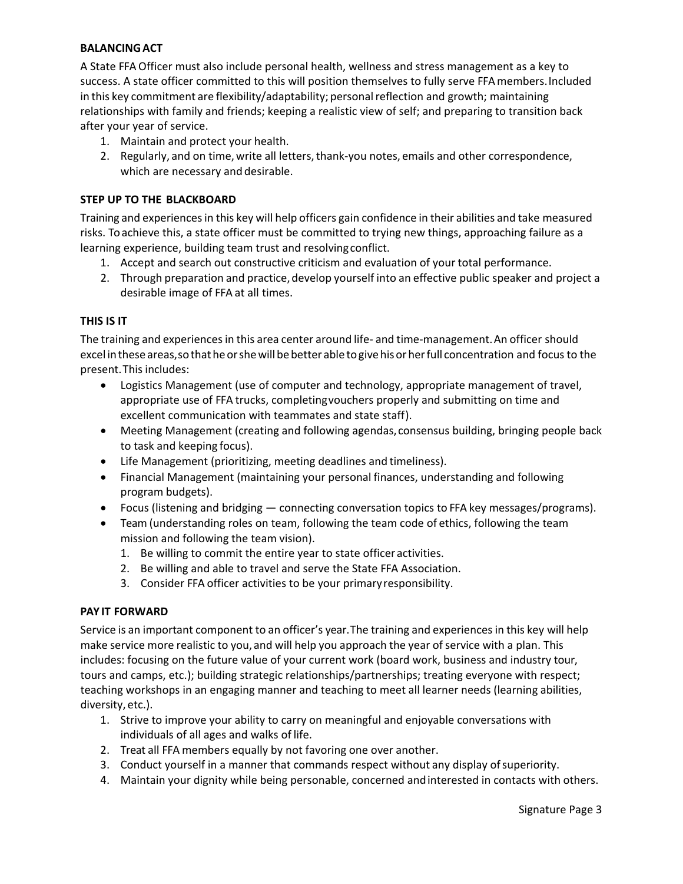**BALANCING ACT**

A State FFA Officer must also include personal health, wellness and stress management as a key to success. A state officer committed to this will position themselves to fully serve FFA members. Included in this key commitment are flexibility/adaptability; personal reflection and growth; maintaining relationships with family and friends; keeping a realistic view of self; and preparing to transition back after your year of service.

1. Maintain and protect your health.
2. Regularly, and on time, write all letters, thank-you notes, emails and other correspondence, which are necessary and desirable.

**STEP UP TO THE BLACKBOARD**

Training and experiences in this key will help officers gain confidence in their abilities and take measured risks. To achieve this, a state officer must be committed to trying new things, approaching failure as a learning experience, building team trust and resolving conflict.

1. Accept and search out constructive criticism and evaluation of your total performance.
2. Through preparation and practice, develop yourself into an effective public speaker and project a desirable image of FFA at all times.

**THIS IS IT**

The training and experiences in this area center around life- and time-management. An officer should excel in these areas, so that he or she will be better able to give his or her full concentration and focus to the present. This includes:

- Logistics Management (use of computer and technology, appropriate management of travel, appropriate use of FFA trucks, completing vouchers properly and submitting on time and excellent communication with teammates and state staff).
- Meeting Management (creating and following agendas, consensus building, bringing people back to task and keeping focus).
- Life Management (prioritizing, meeting deadlines and timeliness).
- Financial Management (maintaining your personal finances, understanding and following program budgets).
- Focus (listening and bridging — connecting conversation topics to FFA key messages/programs).
- Team (understanding roles on team, following the team code of ethics, following the team mission and following the team vision).
  1. Be willing to commit the entire year to state officer activities.
  2. Be willing and able to travel and serve the State FFA Association.
  3. Consider FFA officer activities to be your primary responsibility.

**PAY IT FORWARD**

Service is an important component to an officer's year. The training and experiences in this key will help make service more realistic to you, and will help you approach the year of service with a plan. This includes: focusing on the future value of your current work (board work, business and industry tour, tours and camps, etc.); building strategic relationships/partnerships; treating everyone with respect; teaching workshops in an engaging manner and teaching to meet all learner needs (learning abilities, diversity, etc.).

1. Strive to improve your ability to carry on meaningful and enjoyable conversations with individuals of all ages and walks of life.
2. Treat all FFA members equally by not favoring one over another.
3. Conduct yourself in a manner that commands respect without any display of superiority.
4. Maintain your dignity while being personable, concerned and interested in contacts with others.

Signature Page 3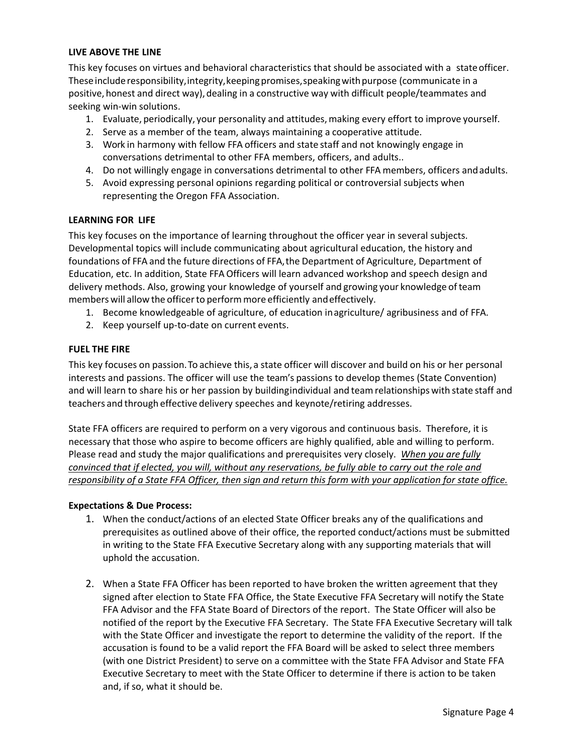**LIVE ABOVE THE LINE**

This key focuses on virtues and behavioral characteristics that should be associated with a state officer. These include responsibility, integrity, keeping promises, speaking with purpose (communicate in a positive, honest and direct way), dealing in a constructive way with difficult people/teammates and seeking win-win solutions.

1. Evaluate, periodically, your personality and attitudes, making every effort to improve yourself.
2. Serve as a member of the team, always maintaining a cooperative attitude.
3. Work in harmony with fellow FFA officers and state staff and not knowingly engage in conversations detrimental to other FFA members, officers, and adults..
4. Do not willingly engage in conversations detrimental to other FFA members, officers and adults.
5. Avoid expressing personal opinions regarding political or controversial subjects when representing the Oregon FFA Association.

**LEARNING FOR LIFE**

This key focuses on the importance of learning throughout the officer year in several subjects. Developmental topics will include communicating about agricultural education, the history and foundations of FFA and the future directions of FFA, the Department of Agriculture, Department of Education, etc. In addition, State FFA Officers will learn advanced workshop and speech design and delivery methods. Also, growing your knowledge of yourself and growing your knowledge of team members will allow the officer to perform more efficiently and effectively.

1. Become knowledgeable of agriculture, of education in agriculture/ agribusiness and of FFA.
2. Keep yourself up-to-date on current events.

**FUEL THE FIRE**

This key focuses on passion. To achieve this, a state officer will discover and build on his or her personal interests and passions. The officer will use the team's passions to develop themes (State Convention) and will learn to share his or her passion by building individual and team relationships with state staff and teachers and through effective delivery speeches and keynote/retiring addresses.

State FFA officers are required to perform on a very vigorous and continuous basis. Therefore, it is necessary that those who aspire to become officers are highly qualified, able and willing to perform. Please read and study the major qualifications and prerequisites very closely. *When you are fully convinced that if elected, you will, without any reservations, be fully able to carry out the role and responsibility of a State FFA Officer, then sign and return this form with your application for state office.*

**Expectations & Due Process:**

1. When the conduct/actions of an elected State Officer breaks any of the qualifications and prerequisites as outlined above of their office, the reported conduct/actions must be submitted in writing to the State FFA Executive Secretary along with any supporting materials that will uphold the accusation.

2. When a State FFA Officer has been reported to have broken the written agreement that they signed after election to State FFA Office, the State Executive FFA Secretary will notify the State FFA Advisor and the FFA State Board of Directors of the report. The State Officer will also be notified of the report by the Executive FFA Secretary. The State FFA Executive Secretary will talk with the State Officer and investigate the report to determine the validity of the report. If the accusation is found to be a valid report the FFA Board will be asked to select three members (with one District President) to serve on a committee with the State FFA Advisor and State FFA Executive Secretary to meet with the State Officer to determine if there is action to be taken and, if so, what it should be.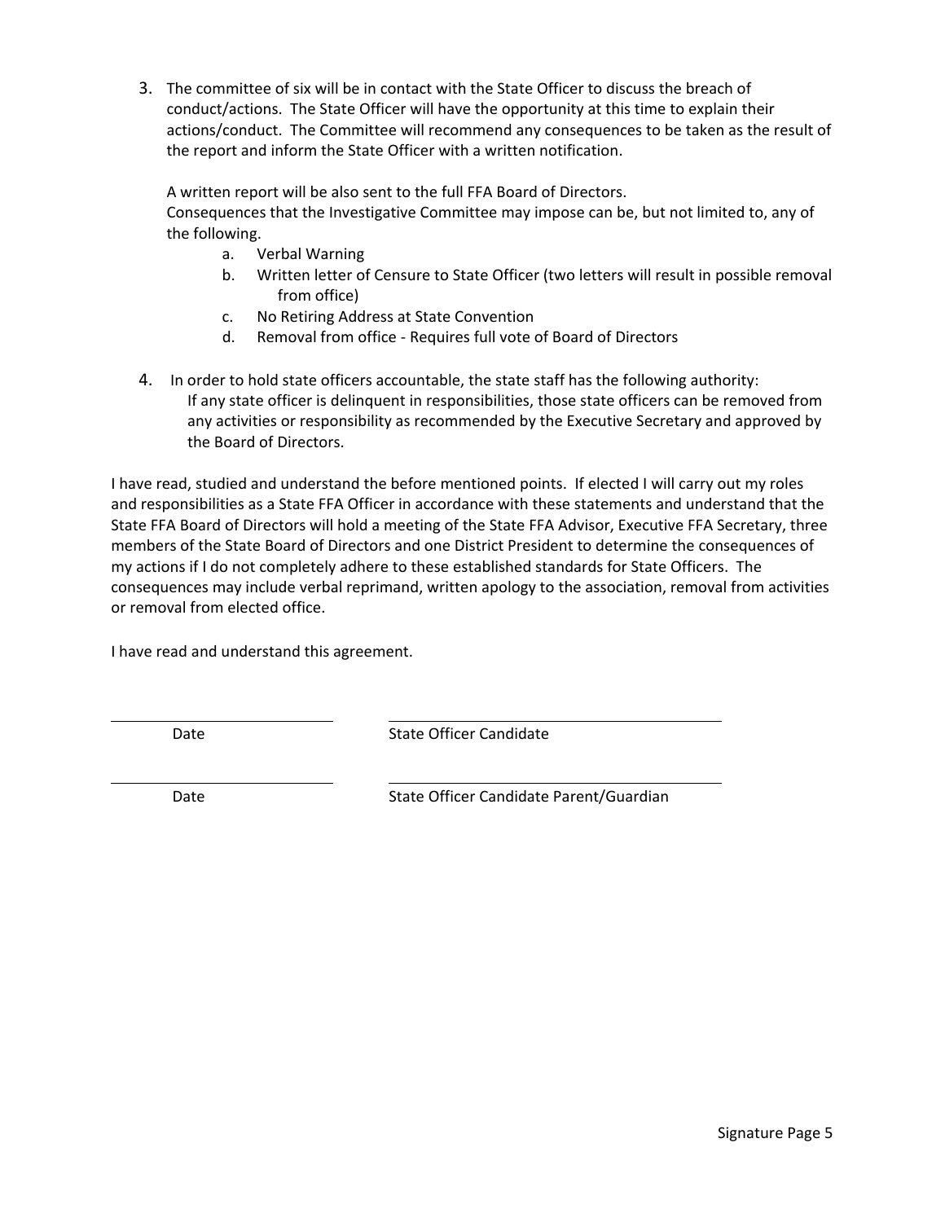3. The committee of six will be in contact with the State Officer to discuss the breach of conduct/actions. The State Officer will have the opportunity at this time to explain their actions/conduct. The Committee will recommend any consequences to be taken as the result of the report and inform the State Officer with a written notification.

   A written report will be also sent to the full FFA Board of Directors.
   Consequences that the Investigative Committee may impose can be, but not limited to, any of the following.

   a. Verbal Warning
   b. Written letter of Censure to State Officer (two letters will result in possible removal from office)
   c. No Retiring Address at State Convention
   d. Removal from office - Requires full vote of Board of Directors

4. In order to hold state officers accountable, the state staff has the following authority:
   If any state officer is delinquent in responsibilities, those state officers can be removed from any activities or responsibility as recommended by the Executive Secretary and approved by the Board of Directors.

I have read, studied and understand the before mentioned points. If elected I will carry out my roles and responsibilities as a State FFA Officer in accordance with these statements and understand that the State FFA Board of Directors will hold a meeting of the State FFA Advisor, Executive FFA Secretary, three members of the State Board of Directors and one District President to determine the consequences of my actions if I do not completely adhere to these established standards for State Officers. The consequences may include verbal reprimand, written apology to the association, removal from activities or removal from elected office.

I have read and understand this agreement.

\_\_\_\_\_\_\_\_\_\_\_\_\_\_\_\_\_\_\_\_ \_\_\_\_\_\_\_\_\_\_\_\_\_\_\_\_\_\_\_\_\_\_\_\_\_\_\_\_\_\_

Date State Officer Candidate

\_\_\_\_\_\_\_\_\_\_\_\_\_\_\_\_\_\_\_\_ \_\_\_\_\_\_\_\_\_\_\_\_\_\_\_\_\_\_\_\_\_\_\_\_\_\_\_\_\_\_

Date State Officer Candidate Parent/Guardian

Signature Page 5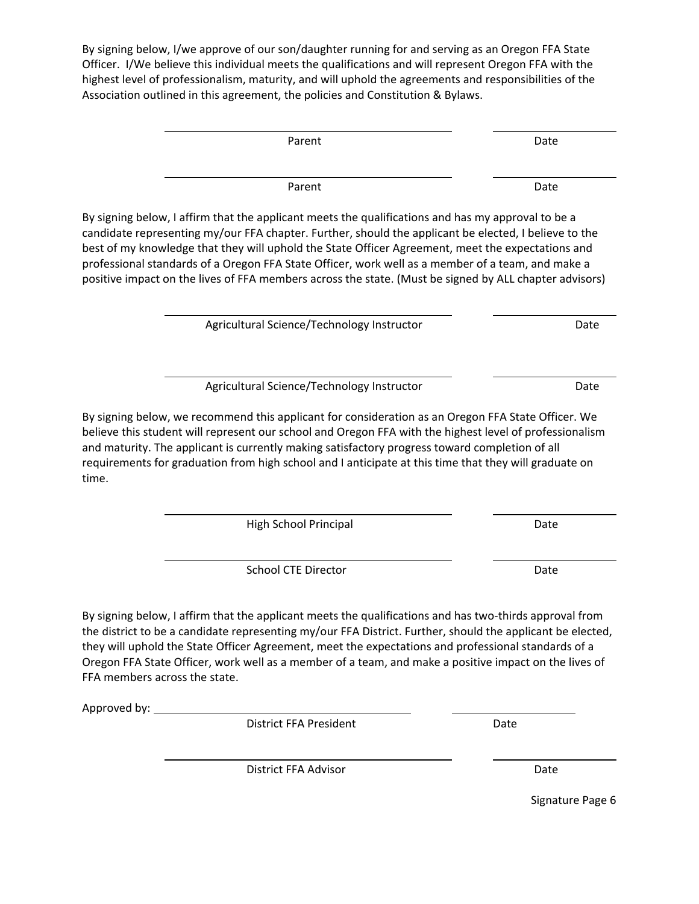By signing below, I/we approve of our son/daughter running for and serving as an Oregon FFA State Officer. I/We believe this individual meets the qualifications and will represent Oregon FFA with the highest level of professionalism, maturity, and will uphold the agreements and responsibilities of the Association outlined in this agreement, the policies and Constitution & Bylaws.

| | |
|---|---|
| _______________________________ | ______________ |
| Parent | Date |
| _______________________________ | ______________ |
| Parent | Date |

By signing below, I affirm that the applicant meets the qualifications and has my approval to be a candidate representing my/our FFA chapter. Further, should the applicant be elected, I believe to the best of my knowledge that they will uphold the State Officer Agreement, meet the expectations and professional standards of a Oregon FFA State Officer, work well as a member of a team, and make a positive impact on the lives of FFA members across the state. (Must be signed by ALL chapter advisors)

| | |
|---|---|
| _______________________________ | ______________ |
| Agricultural Science/Technology Instructor | Date |
| _______________________________ | ______________ |
| Agricultural Science/Technology Instructor | Date |

By signing below, we recommend this applicant for consideration as an Oregon FFA State Officer. We believe this student will represent our school and Oregon FFA with the highest level of professionalism and maturity. The applicant is currently making satisfactory progress toward completion of all requirements for graduation from high school and I anticipate at this time that they will graduate on time.

| | |
|---|---|
| _______________________________ | ______________ |
| High School Principal | Date |
| _______________________________ | ______________ |
| School CTE Director | Date |

By signing below, I affirm that the applicant meets the qualifications and has two-thirds approval from the district to be a candidate representing my/our FFA District. Further, should the applicant be elected, they will uphold the State Officer Agreement, meet the expectations and professional standards of a Oregon FFA State Officer, work well as a member of a team, and make a positive impact on the lives of FFA members across the state.

| | |
|---|---|
| Approved by: _______________________________ | ______________ |
| District FFA President | Date |
| _______________________________ | ______________ |
| District FFA Advisor | Date |

Signature Page 6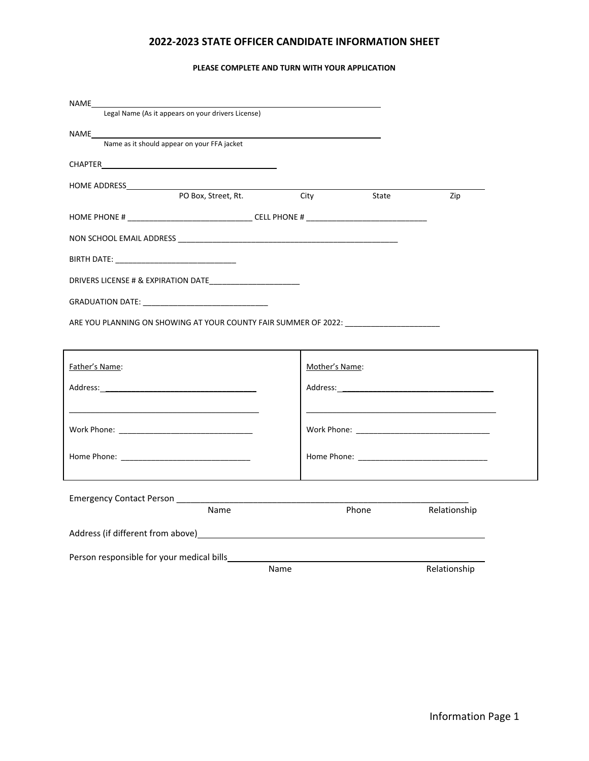# 2022-2023 STATE OFFICER CANDIDATE INFORMATION SHEET

**PLEASE COMPLETE AND TURN WITH YOUR APPLICATION**

NAME______________________________________________________________
Legal Name (As it appears on your drivers License)

NAME______________________________________________________________
Name as it should appear on your FFA jacket

CHAPTER________________________________________

HOME ADDRESS________________________________________________________________________
PO Box, Street, Rt. City State Zip

HOME PHONE # ____________________________ CELL PHONE # ___________________________

NON SCHOOL EMAIL ADDRESS ___________________________________________________

BIRTH DATE: ____________________________

DRIVERS LICENSE # & EXPIRATION DATE_____________________

GRADUATION DATE: ____________________________

ARE YOU PLANNING ON SHOWING AT YOUR COUNTY FAIR SUMMER OF 2022: ______________________

| Father's Name: | Mother's Name: |
|---|---|
| Address: ___________________________________ | Address: ___________________________________ |
| ___________________________________________ | ___________________________________________ |
| Work Phone: _______________________________ | Work Phone: _______________________________ |
| Home Phone: ______________________________ | Home Phone: ______________________________ |

Emergency Contact Person ______________________________________________________________
Name Phone Relationship

Address (if different from above)________________________________________________________

Person responsible for your medical bills___________________________________________________
Name Relationship

Information Page 1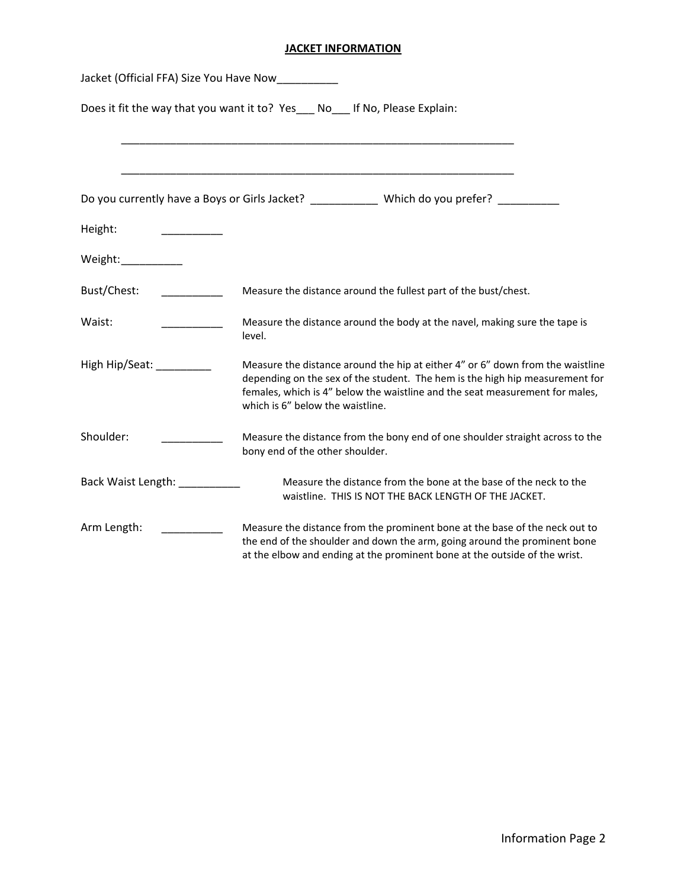## JACKET INFORMATION

Jacket (Official FFA) Size You Have Now__________

Does it fit the way that you want it to? Yes___ No___ If No, Please Explain:

_____________________________________________________________________

_____________________________________________________________________

Do you currently have a Boys or Girls Jacket? ___________ Which do you prefer? __________

Height: __________

Weight:__________

Bust/Chest: __________ Measure the distance around the fullest part of the bust/chest.

Waist: __________ Measure the distance around the body at the navel, making sure the tape is level.

High Hip/Seat: _________ Measure the distance around the hip at either 4" or 6" down from the waistline depending on the sex of the student. The hem is the high hip measurement for females, which is 4" below the waistline and the seat measurement for males, which is 6" below the waistline.

Shoulder: __________ Measure the distance from the bony end of one shoulder straight across to the bony end of the other shoulder.

Back Waist Length: __________ Measure the distance from the bone at the base of the neck to the waistline. THIS IS NOT THE BACK LENGTH OF THE JACKET.

Arm Length: __________ Measure the distance from the prominent bone at the base of the neck out to the end of the shoulder and down the arm, going around the prominent bone at the elbow and ending at the prominent bone at the outside of the wrist.

Information Page 2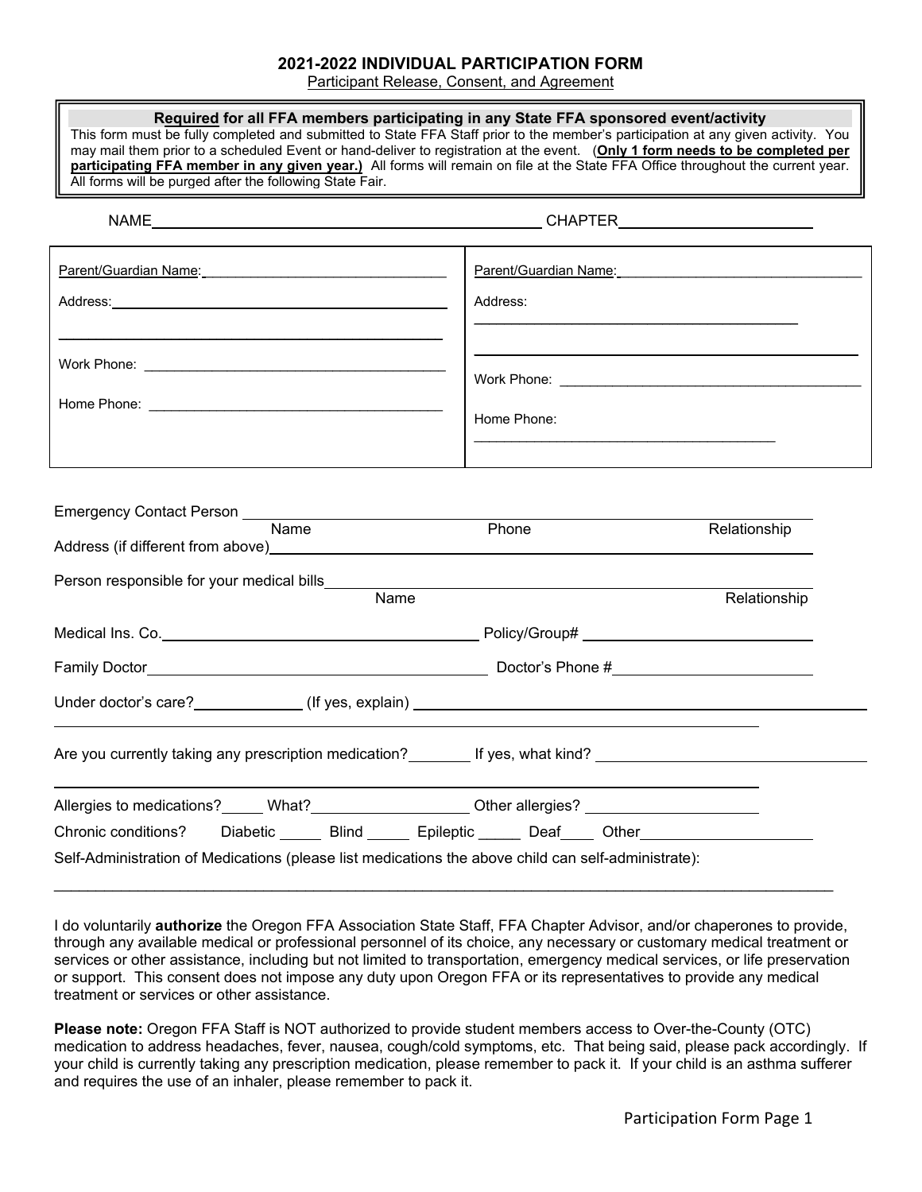## 2021-2022 INDIVIDUAL PARTICIPATION FORM

Participant Release, Consent, and Agreement

**Required for all FFA members participating in any State FFA sponsored event/activity**

This form must be fully completed and submitted to State FFA Staff prior to the member's participation at any given activity. You may mail them prior to a scheduled Event or hand-deliver to registration at the event. (**Only 1 form needs to be completed per participating FFA member in any given year.**) All forms will remain on file at the State FFA Office throughout the current year. All forms will be purged after the following State Fair.

NAME_______________________________________ CHAPTER____________________

| Parent/Guardian Name: ______________________ | Parent/Guardian Name: ______________________ |
| --- | --- |
| Address: ______________________ | Address: ______________________ |
| Work Phone: ______________________ | Work Phone: ______________________ |
| Home Phone: ______________________ | Home Phone: ______________________ |

Emergency Contact Person ____________________________________________
Name Phone Relationship

Address (if different from above)____________________________________________

Person responsible for your medical bills ____________________________________________
Name Relationship

Medical Ins. Co.______________________ Policy/Group# ______________________

Family Doctor______________________ Doctor's Phone #______________________

Under doctor's care?__________ (If yes, explain) ______________________

Are you currently taking any prescription medication?______ If yes, what kind? ______________________

Allergies to medications?_____ What?______________ Other allergies? ______________

Chronic conditions? Diabetic _____ Blind _____ Epileptic _____ Deaf____ Other______________

Self-Administration of Medications (please list medications the above child can self-administrate):

____________________________________________

I do voluntarily **authorize** the Oregon FFA Association State Staff, FFA Chapter Advisor, and/or chaperones to provide, through any available medical or professional personnel of its choice, any necessary or customary medical treatment or services or other assistance, including but not limited to transportation, emergency medical services, or life preservation or support. This consent does not impose any duty upon Oregon FFA or its representatives to provide any medical treatment or services or other assistance.

**Please note:** Oregon FFA Staff is NOT authorized to provide student members access to Over-the-County (OTC) medication to address headaches, fever, nausea, cough/cold symptoms, etc. That being said, please pack accordingly. If your child is currently taking any prescription medication, please remember to pack it. If your child is an asthma sufferer and requires the use of an inhaler, please remember to pack it.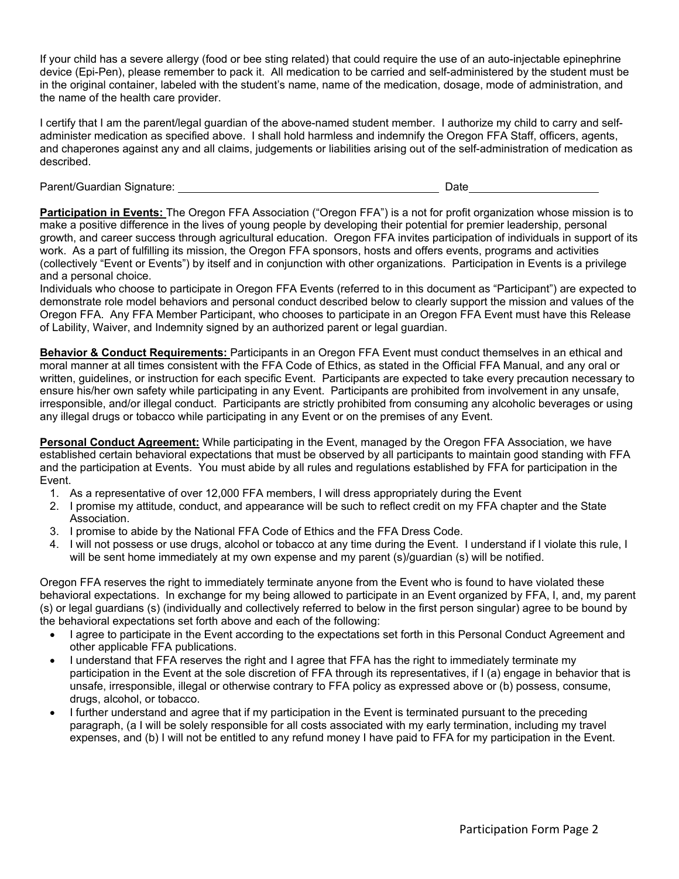If your child has a severe allergy (food or bee sting related) that could require the use of an auto-injectable epinephrine device (Epi-Pen), please remember to pack it. All medication to be carried and self-administered by the student must be in the original container, labeled with the student's name, name of the medication, dosage, mode of administration, and the name of the health care provider.

I certify that I am the parent/legal guardian of the above-named student member. I authorize my child to carry and self-administer medication as specified above. I shall hold harmless and indemnify the Oregon FFA Staff, officers, agents, and chaperones against any and all claims, judgements or liabilities arising out of the self-administration of medication as described.

Parent/Guardian Signature: ____________________________________________ Date______________________

**Participation in Events:** The Oregon FFA Association ("Oregon FFA") is a not for profit organization whose mission is to make a positive difference in the lives of young people by developing their potential for premier leadership, personal growth, and career success through agricultural education. Oregon FFA invites participation of individuals in support of its work. As a part of fulfilling its mission, the Oregon FFA sponsors, hosts and offers events, programs and activities (collectively "Event or Events") by itself and in conjunction with other organizations. Participation in Events is a privilege and a personal choice.
Individuals who choose to participate in Oregon FFA Events (referred to in this document as "Participant") are expected to demonstrate role model behaviors and personal conduct described below to clearly support the mission and values of the Oregon FFA. Any FFA Member Participant, who chooses to participate in an Oregon FFA Event must have this Release of Lability, Waiver, and Indemnity signed by an authorized parent or legal guardian.

**Behavior & Conduct Requirements:** Participants in an Oregon FFA Event must conduct themselves in an ethical and moral manner at all times consistent with the FFA Code of Ethics, as stated in the Official FFA Manual, and any oral or written, guidelines, or instruction for each specific Event. Participants are expected to take every precaution necessary to ensure his/her own safety while participating in any Event. Participants are prohibited from involvement in any unsafe, irresponsible, and/or illegal conduct. Participants are strictly prohibited from consuming any alcoholic beverages or using any illegal drugs or tobacco while participating in any Event or on the premises of any Event.

**Personal Conduct Agreement:** While participating in the Event, managed by the Oregon FFA Association, we have established certain behavioral expectations that must be observed by all participants to maintain good standing with FFA and the participation at Events. You must abide by all rules and regulations established by FFA for participation in the Event.

1. As a representative of over 12,000 FFA members, I will dress appropriately during the Event
2. I promise my attitude, conduct, and appearance will be such to reflect credit on my FFA chapter and the State Association.
3. I promise to abide by the National FFA Code of Ethics and the FFA Dress Code.
4. I will not possess or use drugs, alcohol or tobacco at any time during the Event. I understand if I violate this rule, I will be sent home immediately at my own expense and my parent (s)/guardian (s) will be notified.

Oregon FFA reserves the right to immediately terminate anyone from the Event who is found to have violated these behavioral expectations. In exchange for my being allowed to participate in an Event organized by FFA, I, and, my parent (s) or legal guardians (s) (individually and collectively referred to below in the first person singular) agree to be bound by the behavioral expectations set forth above and each of the following:

- I agree to participate in the Event according to the expectations set forth in this Personal Conduct Agreement and other applicable FFA publications.
- I understand that FFA reserves the right and I agree that FFA has the right to immediately terminate my participation in the Event at the sole discretion of FFA through its representatives, if I (a) engage in behavior that is unsafe, irresponsible, illegal or otherwise contrary to FFA policy as expressed above or (b) possess, consume, drugs, alcohol, or tobacco.
- I further understand and agree that if my participation in the Event is terminated pursuant to the preceding paragraph, (a I will be solely responsible for all costs associated with my early termination, including my travel expenses, and (b) I will not be entitled to any refund money I have paid to FFA for my participation in the Event.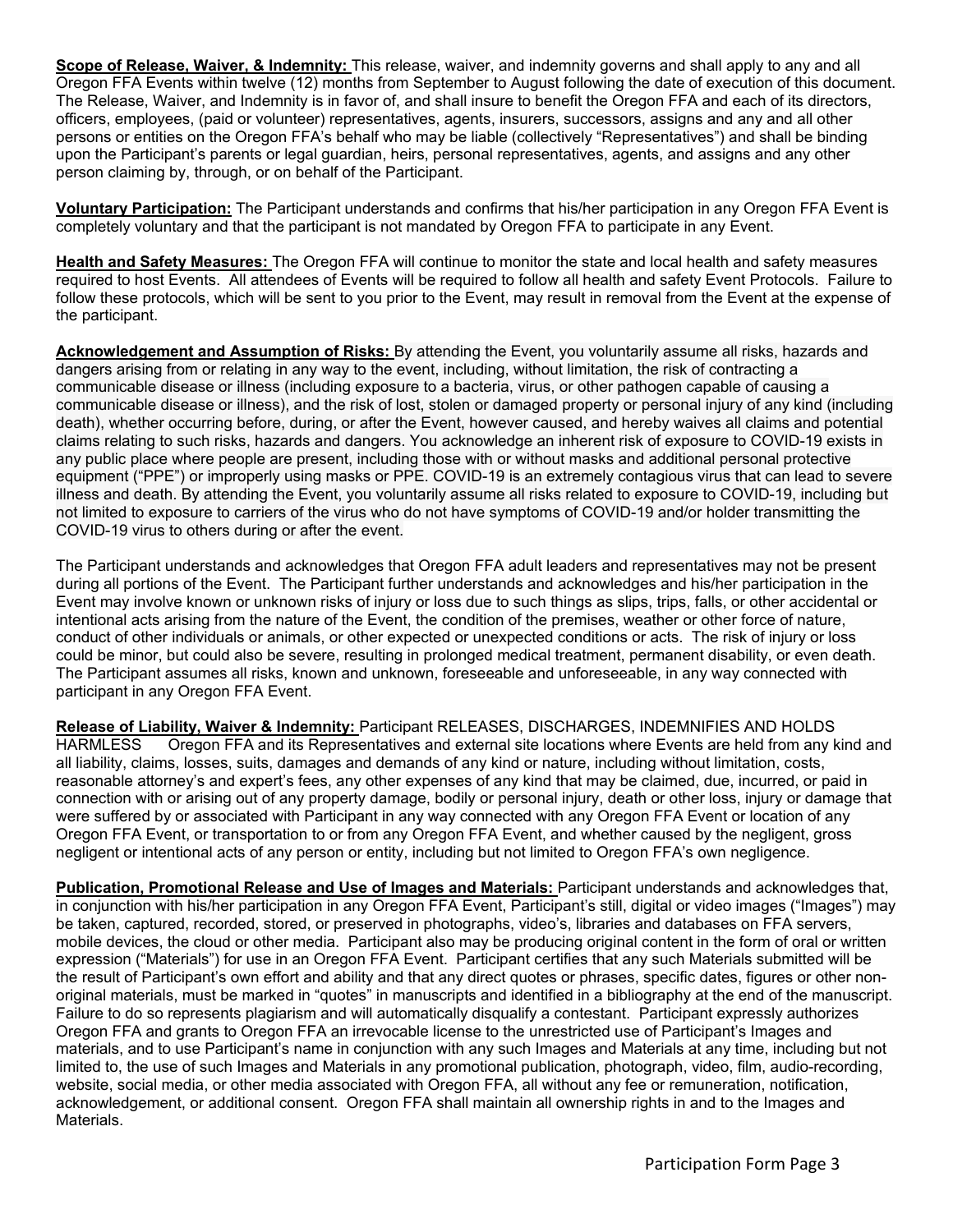**Scope of Release, Waiver, & Indemnity:** This release, waiver, and indemnity governs and shall apply to any and all Oregon FFA Events within twelve (12) months from September to August following the date of execution of this document. The Release, Waiver, and Indemnity is in favor of, and shall insure to benefit the Oregon FFA and each of its directors, officers, employees, (paid or volunteer) representatives, agents, insurers, successors, assigns and any and all other persons or entities on the Oregon FFA's behalf who may be liable (collectively "Representatives") and shall be binding upon the Participant's parents or legal guardian, heirs, personal representatives, agents, and assigns and any other person claiming by, through, or on behalf of the Participant.

**Voluntary Participation:** The Participant understands and confirms that his/her participation in any Oregon FFA Event is completely voluntary and that the participant is not mandated by Oregon FFA to participate in any Event.

**Health and Safety Measures:** The Oregon FFA will continue to monitor the state and local health and safety measures required to host Events. All attendees of Events will be required to follow all health and safety Event Protocols. Failure to follow these protocols, which will be sent to you prior to the Event, may result in removal from the Event at the expense of the participant.

**Acknowledgement and Assumption of Risks:** By attending the Event, you voluntarily assume all risks, hazards and dangers arising from or relating in any way to the event, including, without limitation, the risk of contracting a communicable disease or illness (including exposure to a bacteria, virus, or other pathogen capable of causing a communicable disease or illness), and the risk of lost, stolen or damaged property or personal injury of any kind (including death), whether occurring before, during, or after the Event, however caused, and hereby waives all claims and potential claims relating to such risks, hazards and dangers. You acknowledge an inherent risk of exposure to COVID-19 exists in any public place where people are present, including those with or without masks and additional personal protective equipment ("PPE") or improperly using masks or PPE. COVID-19 is an extremely contagious virus that can lead to severe illness and death. By attending the Event, you voluntarily assume all risks related to exposure to COVID-19, including but not limited to exposure to carriers of the virus who do not have symptoms of COVID-19 and/or holder transmitting the COVID-19 virus to others during or after the event.

The Participant understands and acknowledges that Oregon FFA adult leaders and representatives may not be present during all portions of the Event. The Participant further understands and acknowledges and his/her participation in the Event may involve known or unknown risks of injury or loss due to such things as slips, trips, falls, or other accidental or intentional acts arising from the nature of the Event, the condition of the premises, weather or other force of nature, conduct of other individuals or animals, or other expected or unexpected conditions or acts. The risk of injury or loss could be minor, but could also be severe, resulting in prolonged medical treatment, permanent disability, or even death. The Participant assumes all risks, known and unknown, foreseeable and unforeseeable, in any way connected with participant in any Oregon FFA Event.

**Release of Liability, Waiver & Indemnity:** Participant RELEASES, DISCHARGES, INDEMNIFIES AND HOLDS HARMLESS Oregon FFA and its Representatives and external site locations where Events are held from any kind and all liability, claims, losses, suits, damages and demands of any kind or nature, including without limitation, costs, reasonable attorney's and expert's fees, any other expenses of any kind that may be claimed, due, incurred, or paid in connection with or arising out of any property damage, bodily or personal injury, death or other loss, injury or damage that were suffered by or associated with Participant in any way connected with any Oregon FFA Event or location of any Oregon FFA Event, or transportation to or from any Oregon FFA Event, and whether caused by the negligent, gross negligent or intentional acts of any person or entity, including but not limited to Oregon FFA's own negligence.

**Publication, Promotional Release and Use of Images and Materials:** Participant understands and acknowledges that, in conjunction with his/her participation in any Oregon FFA Event, Participant's still, digital or video images ("Images") may be taken, captured, recorded, stored, or preserved in photographs, video's, libraries and databases on FFA servers, mobile devices, the cloud or other media. Participant also may be producing original content in the form of oral or written expression ("Materials") for use in an Oregon FFA Event. Participant certifies that any such Materials submitted will be the result of Participant's own effort and ability and that any direct quotes or phrases, specific dates, figures or other non-original materials, must be marked in "quotes" in manuscripts and identified in a bibliography at the end of the manuscript. Failure to do so represents plagiarism and will automatically disqualify a contestant. Participant expressly authorizes Oregon FFA and grants to Oregon FFA an irrevocable license to the unrestricted use of Participant's Images and materials, and to use Participant's name in conjunction with any such Images and Materials at any time, including but not limited to, the use of such Images and Materials in any promotional publication, photograph, video, film, audio-recording, website, social media, or other media associated with Oregon FFA, all without any fee or remuneration, notification, acknowledgement, or additional consent. Oregon FFA shall maintain all ownership rights in and to the Images and Materials.

Participation Form Page 3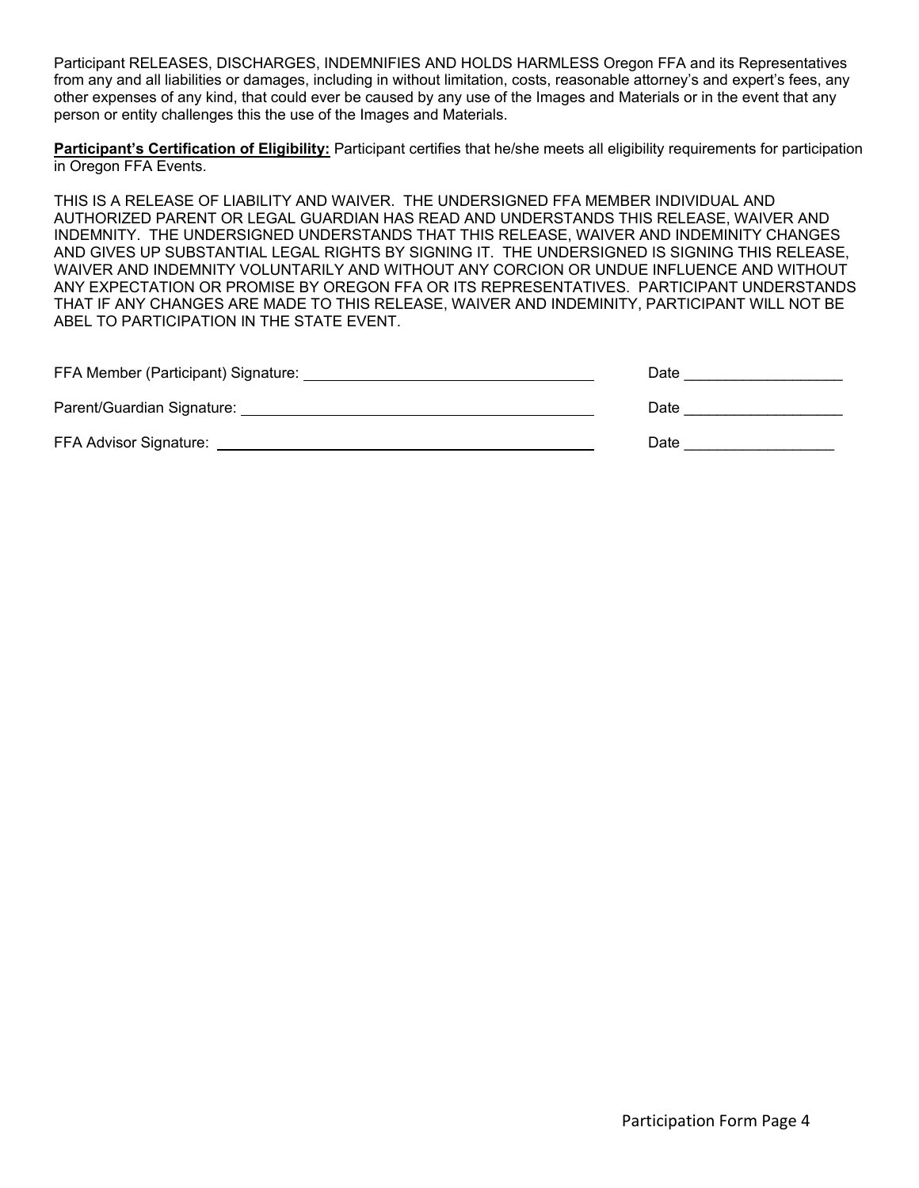Participant RELEASES, DISCHARGES, INDEMNIFIES AND HOLDS HARMLESS Oregon FFA and its Representatives from any and all liabilities or damages, including in without limitation, costs, reasonable attorney's and expert's fees, any other expenses of any kind, that could ever be caused by any use of the Images and Materials or in the event that any person or entity challenges this the use of the Images and Materials.

**Participant's Certification of Eligibility:** Participant certifies that he/she meets all eligibility requirements for participation in Oregon FFA Events.

THIS IS A RELEASE OF LIABILITY AND WAIVER. THE UNDERSIGNED FFA MEMBER INDIVIDUAL AND AUTHORIZED PARENT OR LEGAL GUARDIAN HAS READ AND UNDERSTANDS THIS RELEASE, WAIVER AND INDEMNITY. THE UNDERSIGNED UNDERSTANDS THAT THIS RELEASE, WAIVER AND INDEMINITY CHANGES AND GIVES UP SUBSTANTIAL LEGAL RIGHTS BY SIGNING IT. THE UNDERSIGNED IS SIGNING THIS RELEASE, WAIVER AND INDEMNITY VOLUNTARILY AND WITHOUT ANY CORCION OR UNDUE INFLUENCE AND WITHOUT ANY EXPECTATION OR PROMISE BY OREGON FFA OR ITS REPRESENTATIVES. PARTICIPANT UNDERSTANDS THAT IF ANY CHANGES ARE MADE TO THIS RELEASE, WAIVER AND INDEMINITY, PARTICIPANT WILL NOT BE ABEL TO PARTICIPATION IN THE STATE EVENT.

FFA Member (Participant) Signature: ______________________________ Date ___________________

Parent/Guardian Signature: ______________________________ Date ___________________

FFA Advisor Signature: ______________________________ Date ___________________

Participation Form Page 4